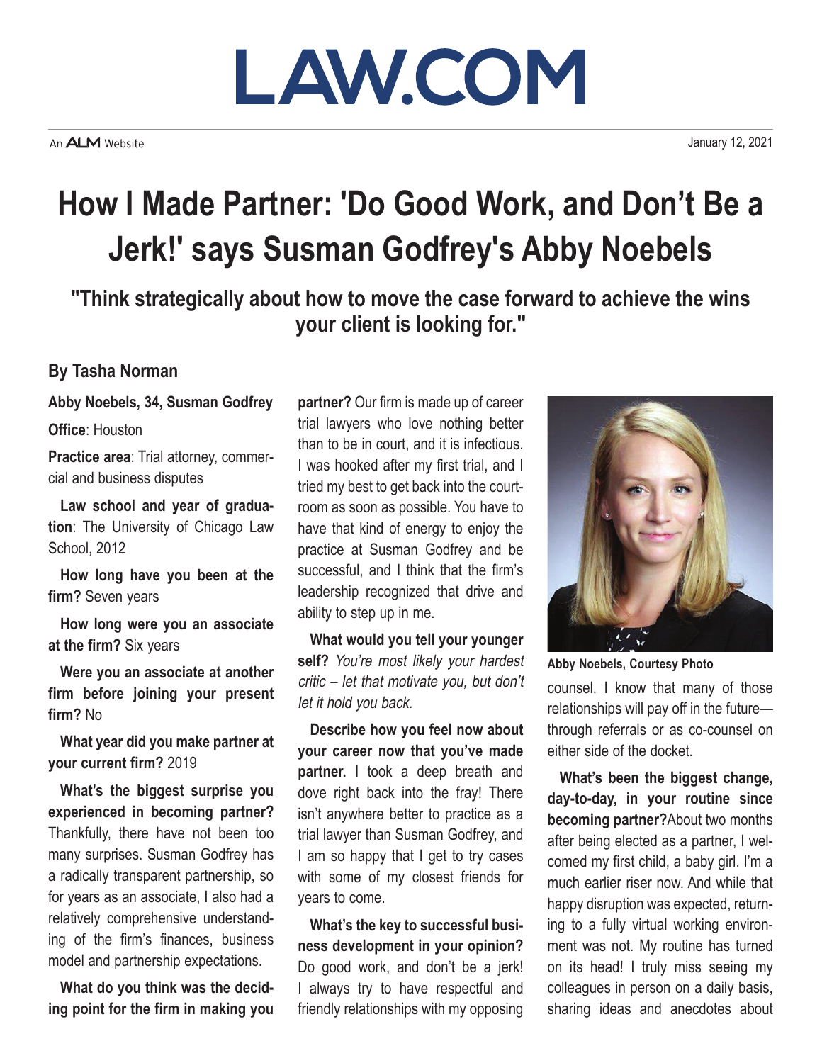LAW.COM

An ALM Website

January 12, 2021

# How I Made Partner: 'Do Good Work, and Don't Be a Jerk!' says Susman Godfrey's Abby Noebels

## "Think strategically about how to move the case forward to achieve the wins your client is looking for."

**By Tasha Norman**

**Abby Noebels, 34, Susman Godfrey**

**Office**: Houston

**Practice area**: Trial attorney, commercial and business disputes

**Law school and year of graduation**: The University of Chicago Law School, 2012

**How long have you been at the firm?** Seven years

**How long were you an associate at the firm?** Six years

**Were you an associate at another firm before joining your present firm?** No

**What year did you make partner at your current firm?** 2019

**What's the biggest surprise you experienced in becoming partner?** Thankfully, there have not been too many surprises. Susman Godfrey has a radically transparent partnership, so for years as an associate, I also had a relatively comprehensive understanding of the firm's finances, business model and partnership expectations.

**What do you think was the deciding point for the firm in making you partner?** Our firm is made up of career trial lawyers who love nothing better than to be in court, and it is infectious. I was hooked after my first trial, and I tried my best to get back into the courtroom as soon as possible. You have to have that kind of energy to enjoy the practice at Susman Godfrey and be successful, and I think that the firm's leadership recognized that drive and ability to step up in me.

**What would you tell your younger self?** *You're most likely your hardest critic – let that motivate you, but don't let it hold you back.*

**Describe how you feel now about your career now that you've made partner.** I took a deep breath and dove right back into the fray! There isn't anywhere better to practice as a trial lawyer than Susman Godfrey, and I am so happy that I get to try cases with some of my closest friends for years to come.

**What's the key to successful business development in your opinion?** Do good work, and don't be a jerk! I always try to have respectful and friendly relationships with my opposing counsel. I know that many of those relationships will pay off in the future—through referrals or as co-counsel on either side of the docket.

Abby Noebels, Courtesy Photo

**What's been the biggest change, day-to-day, in your routine since becoming partner?** About two months after being elected as a partner, I welcomed my first child, a baby girl. I'm a much earlier riser now. And while that happy disruption was expected, returning to a fully virtual working environment was not. My routine has turned on its head! I truly miss seeing my colleagues in person on a daily basis, sharing ideas and anecdotes about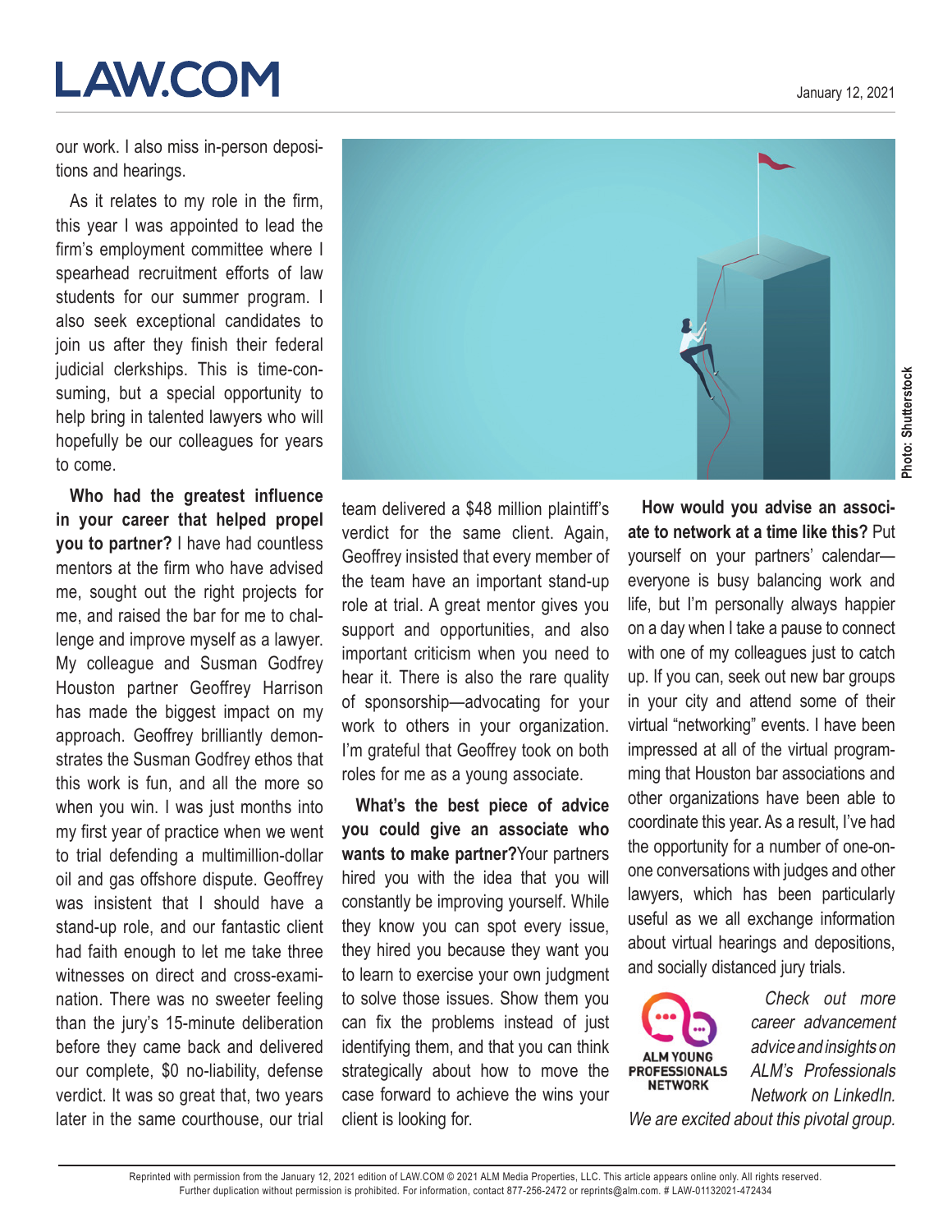our work. I also miss in-person depositions and hearings.

As it relates to my role in the firm, this year I was appointed to lead the firm's employment committee where I spearhead recruitment efforts of law students for our summer program. I also seek exceptional candidates to join us after they finish their federal judicial clerkships. This is time-consuming, but a special opportunity to help bring in talented lawyers who will hopefully be our colleagues for years to come.

**Who had the greatest influence in your career that helped propel you to partner?** I have had countless mentors at the firm who have advised me, sought out the right projects for me, and raised the bar for me to challenge and improve myself as a lawyer. My colleague and Susman Godfrey Houston partner Geoffrey Harrison has made the biggest impact on my approach. Geoffrey brilliantly demonstrates the Susman Godfrey ethos that this work is fun, and all the more so when you win. I was just months into my first year of practice when we went to trial defending a multimillion-dollar oil and gas offshore dispute. Geoffrey was insistent that I should have a stand-up role, and our fantastic client had faith enough to let me take three witnesses on direct and cross-examination. There was no sweeter feeling than the jury's 15-minute deliberation before they came back and delivered our complete, $0 no-liability, defense verdict. It was so great that, two years later in the same courthouse, our trial team delivered a $48 million plaintiff's verdict for the same client. Again, Geoffrey insisted that every member of the team have an important stand-up role at trial. A great mentor gives you support and opportunities, and also important criticism when you need to hear it. There is also the rare quality of sponsorship—advocating for your work to others in your organization. I'm grateful that Geoffrey took on both roles for me as a young associate.

**What's the best piece of advice you could give an associate who wants to make partner?** Your partners hired you with the idea that you will constantly be improving yourself. While they know you can spot every issue, they hired you because they want you to learn to exercise your own judgment to solve those issues. Show them you can fix the problems instead of just identifying them, and that you can think strategically about how to move the case forward to achieve the wins your client is looking for.

**How would you advise an associate to network at a time like this?** Put yourself on your partners' calendar—everyone is busy balancing work and life, but I'm personally always happier on a day when I take a pause to connect with one of my colleagues just to catch up. If you can, seek out new bar groups in your city and attend some of their virtual "networking" events. I have been impressed at all of the virtual programming that Houston bar associations and other organizations have been able to coordinate this year. As a result, I've had the opportunity for a number of one-on-one conversations with judges and other lawyers, which has been particularly useful as we all exchange information about virtual hearings and depositions, and socially distanced jury trials.

ALM YOUNG PROFESSIONALS NETWORK

*Check out more career advancement advice and insights on ALM's Professionals Network on LinkedIn. We are excited about this pivotal group.*

Photo: Shutterstock

Reprinted with permission from the January 12, 2021 edition of LAW.COM © 2021 ALM Media Properties, LLC. This article appears online only. All rights reserved. Further duplication without permission is prohibited. For information, contact 877-256-2472 or reprints@alm.com. # LAW-01132021-472434